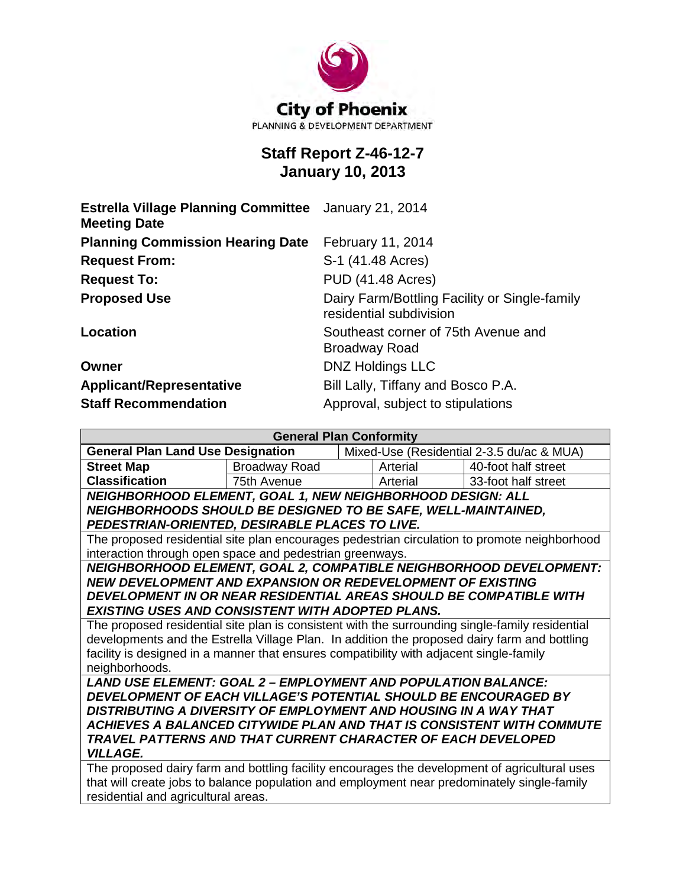City of Phoenix

PLANNING & DEVELOPMENT DEPARTMENT

# Staff Report Z-46-12-7
## January 10, 2013

| | |
|---|---|
| **Estrella Village Planning Committee Meeting Date** | January 21, 2014 |
| **Planning Commission Hearing Date** | February 11, 2014 |
| **Request From:** | S-1 (41.48 Acres) |
| **Request To:** | PUD (41.48 Acres) |
| **Proposed Use** | Dairy Farm/Bottling Facility or Single-family residential subdivision |
| **Location** | Southeast corner of 75th Avenue and Broadway Road |
| **Owner** | DNZ Holdings LLC |
| **Applicant/Representative** | Bill Lally, Tiffany and Bosco P.A. |
| **Staff Recommendation** | Approval, subject to stipulations |

| **General Plan Conformity** | | | |
|---|---|---|---|
| **General Plan Land Use Designation** | | Mixed-Use (Residential 2-3.5 du/ac & MUA) | |
| **Street Map Classification** | Broadway Road | Arterial | 40-foot half street |
| | 75th Avenue | Arterial | 33-foot half street |

***NEIGHBORHOOD ELEMENT, GOAL 1, NEW NEIGHBORHOOD DESIGN: ALL NEIGHBORHOODS SHOULD BE DESIGNED TO BE SAFE, WELL-MAINTAINED, PEDESTRIAN-ORIENTED, DESIRABLE PLACES TO LIVE.***

The proposed residential site plan encourages pedestrian circulation to promote neighborhood interaction through open space and pedestrian greenways.

***NEIGHBORHOOD ELEMENT, GOAL 2, COMPATIBLE NEIGHBORHOOD DEVELOPMENT: NEW DEVELOPMENT AND EXPANSION OR REDEVELOPMENT OF EXISTING DEVELOPMENT IN OR NEAR RESIDENTIAL AREAS SHOULD BE COMPATIBLE WITH EXISTING USES AND CONSISTENT WITH ADOPTED PLANS.***

The proposed residential site plan is consistent with the surrounding single-family residential developments and the Estrella Village Plan. In addition the proposed dairy farm and bottling facility is designed in a manner that ensures compatibility with adjacent single-family neighborhoods.

***LAND USE ELEMENT: GOAL 2 – EMPLOYMENT AND POPULATION BALANCE: DEVELOPMENT OF EACH VILLAGE'S POTENTIAL SHOULD BE ENCOURAGED BY DISTRIBUTING A DIVERSITY OF EMPLOYMENT AND HOUSING IN A WAY THAT ACHIEVES A BALANCED CITYWIDE PLAN AND THAT IS CONSISTENT WITH COMMUTE TRAVEL PATTERNS AND THAT CURRENT CHARACTER OF EACH DEVELOPED VILLAGE.***

The proposed dairy farm and bottling facility encourages the development of agricultural uses that will create jobs to balance population and employment near predominately single-family residential and agricultural areas.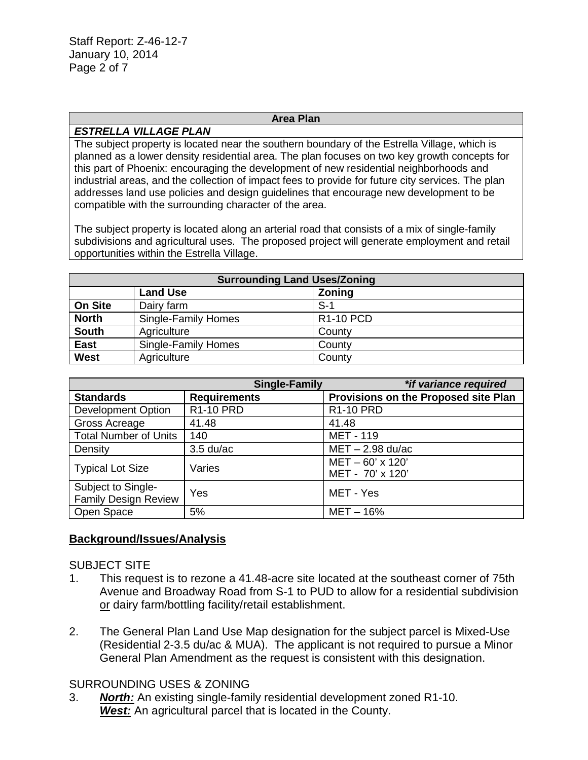| Area Plan |
|---|
| ***ESTRELLA VILLAGE PLAN*** |
| The subject property is located near the southern boundary of the Estrella Village, which is planned as a lower density residential area. The plan focuses on two key growth concepts for this part of Phoenix: encouraging the development of new residential neighborhoods and industrial areas, and the collection of impact fees to provide for future city services. The plan addresses land use policies and design guidelines that encourage new development to be compatible with the surrounding character of the area. <br><br> The subject property is located along an arterial road that consists of a mix of single-family subdivisions and agricultural uses. The proposed project will generate employment and retail opportunities within the Estrella Village. |

| Surrounding Land Uses/Zoning | | |
|---|---|---|
| | **Land Use** | **Zoning** |
| **On Site** | Dairy farm | S-1 |
| **North** | Single-Family Homes | R1-10 PCD |
| **South** | Agriculture | County |
| **East** | Single-Family Homes | County |
| **West** | Agriculture | County |

| Single-Family ***if variance required*** | | |
|---|---|---|
| **Standards** | **Requirements** | **Provisions on the Proposed site Plan** |
| Development Option | R1-10 PRD | R1-10 PRD |
| Gross Acreage | 41.48 | 41.48 |
| Total Number of Units | 140 | MET - 119 |
| Density | 3.5 du/ac | MET – 2.98 du/ac |
| Typical Lot Size | Varies | MET – 60' x 120'<br>MET - 70' x 120' |
| Subject to Single-Family Design Review | Yes | MET - Yes |
| Open Space | 5% | MET – 16% |

## Background/Issues/Analysis

SUBJECT SITE

1. This request is to rezone a 41.48-acre site located at the southeast corner of 75th Avenue and Broadway Road from S-1 to PUD to allow for a residential subdivision or dairy farm/bottling facility/retail establishment.

2. The General Plan Land Use Map designation for the subject parcel is Mixed-Use (Residential 2-3.5 du/ac & MUA). The applicant is not required to pursue a Minor General Plan Amendment as the request is consistent with this designation.

SURROUNDING USES & ZONING

3. ***North:*** An existing single-family residential development zoned R1-10.
   ***West:*** An agricultural parcel that is located in the County.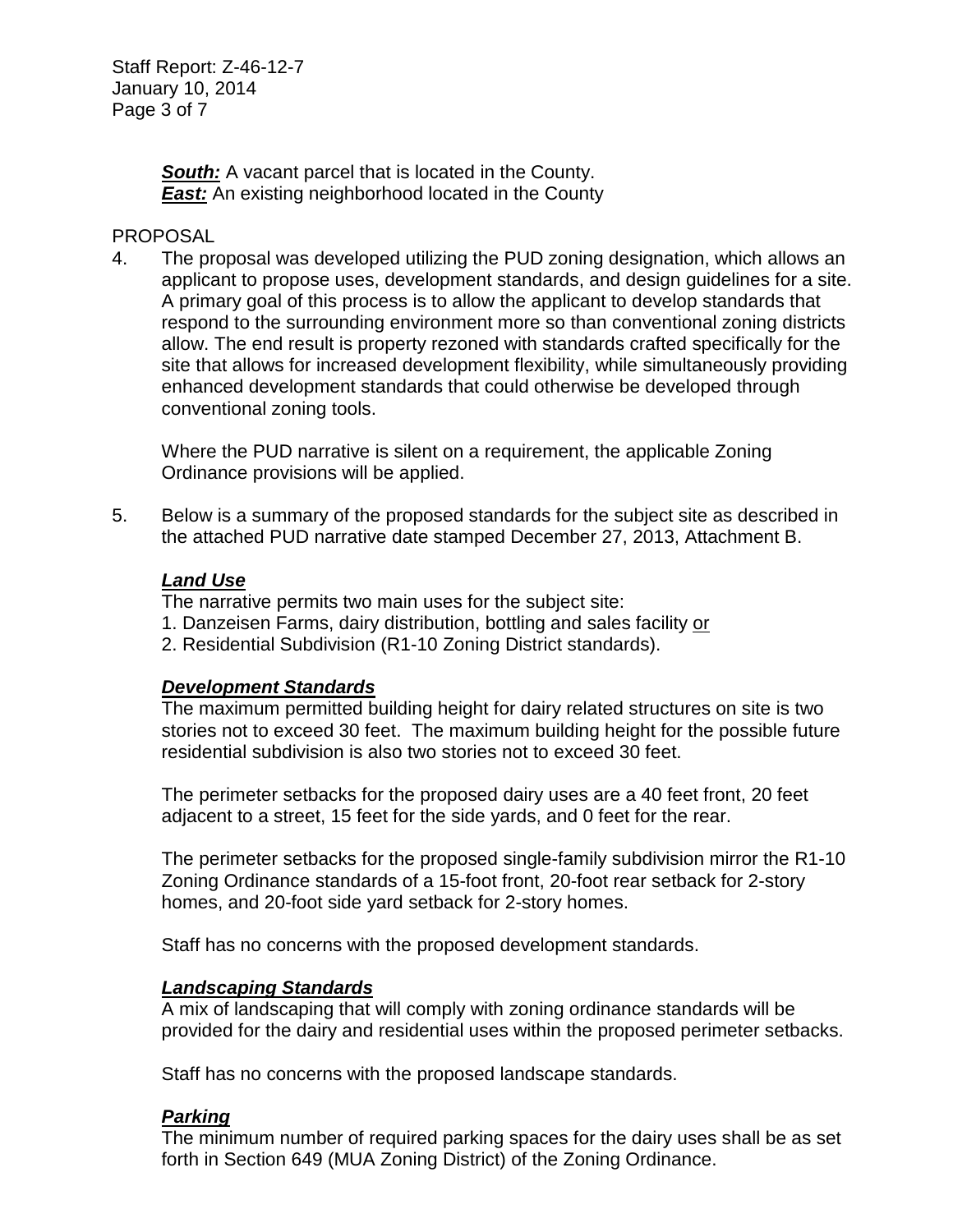***South:*** A vacant parcel that is located in the County.
***East:*** An existing neighborhood located in the County

PROPOSAL

4. The proposal was developed utilizing the PUD zoning designation, which allows an applicant to propose uses, development standards, and design guidelines for a site. A primary goal of this process is to allow the applicant to develop standards that respond to the surrounding environment more so than conventional zoning districts allow. The end result is property rezoned with standards crafted specifically for the site that allows for increased development flexibility, while simultaneously providing enhanced development standards that could otherwise be developed through conventional zoning tools.

   Where the PUD narrative is silent on a requirement, the applicable Zoning Ordinance provisions will be applied.

5. Below is a summary of the proposed standards for the subject site as described in the attached PUD narrative date stamped December 27, 2013, Attachment B.

   ***Land Use***
   The narrative permits two main uses for the subject site:
   1. Danzeisen Farms, dairy distribution, bottling and sales facility <u>or</u>
   2. Residential Subdivision (R1-10 Zoning District standards).

   ***Development Standards***
   The maximum permitted building height for dairy related structures on site is two stories not to exceed 30 feet. The maximum building height for the possible future residential subdivision is also two stories not to exceed 30 feet.

   The perimeter setbacks for the proposed dairy uses are a 40 feet front, 20 feet adjacent to a street, 15 feet for the side yards, and 0 feet for the rear.

   The perimeter setbacks for the proposed single-family subdivision mirror the R1-10 Zoning Ordinance standards of a 15-foot front, 20-foot rear setback for 2-story homes, and 20-foot side yard setback for 2-story homes.

   Staff has no concerns with the proposed development standards.

   ***Landscaping Standards***
   A mix of landscaping that will comply with zoning ordinance standards will be provided for the dairy and residential uses within the proposed perimeter setbacks.

   Staff has no concerns with the proposed landscape standards.

   ***Parking***
   The minimum number of required parking spaces for the dairy uses shall be as set forth in Section 649 (MUA Zoning District) of the Zoning Ordinance.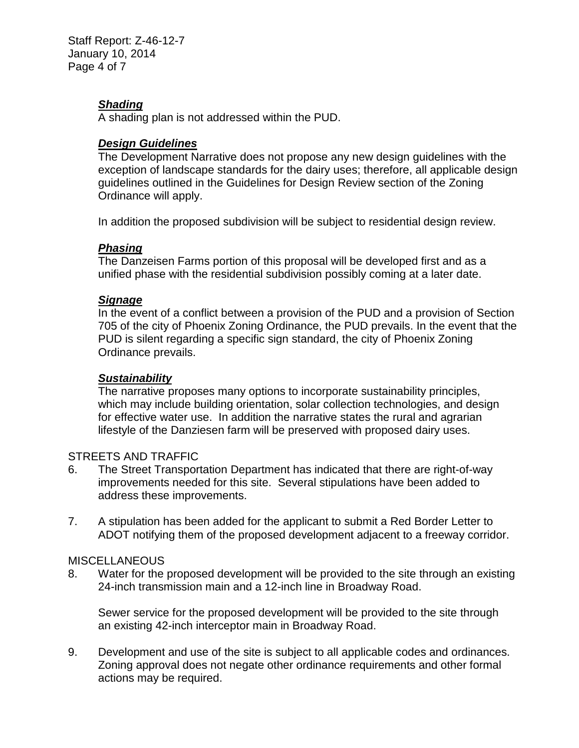***Shading***

A shading plan is not addressed within the PUD.

***Design Guidelines***

The Development Narrative does not propose any new design guidelines with the exception of landscape standards for the dairy uses; therefore, all applicable design guidelines outlined in the Guidelines for Design Review section of the Zoning Ordinance will apply.

In addition the proposed subdivision will be subject to residential design review.

***Phasing***

The Danzeisen Farms portion of this proposal will be developed first and as a unified phase with the residential subdivision possibly coming at a later date.

***Signage***

In the event of a conflict between a provision of the PUD and a provision of Section 705 of the city of Phoenix Zoning Ordinance, the PUD prevails. In the event that the PUD is silent regarding a specific sign standard, the city of Phoenix Zoning Ordinance prevails.

***Sustainability***

The narrative proposes many options to incorporate sustainability principles, which may include building orientation, solar collection technologies, and design for effective water use. In addition the narrative states the rural and agrarian lifestyle of the Danziesen farm will be preserved with proposed dairy uses.

STREETS AND TRAFFIC

6. The Street Transportation Department has indicated that there are right-of-way improvements needed for this site. Several stipulations have been added to address these improvements.

7. A stipulation has been added for the applicant to submit a Red Border Letter to ADOT notifying them of the proposed development adjacent to a freeway corridor.

MISCELLANEOUS

8. Water for the proposed development will be provided to the site through an existing 24-inch transmission main and a 12-inch line in Broadway Road.

   Sewer service for the proposed development will be provided to the site through an existing 42-inch interceptor main in Broadway Road.

9. Development and use of the site is subject to all applicable codes and ordinances. Zoning approval does not negate other ordinance requirements and other formal actions may be required.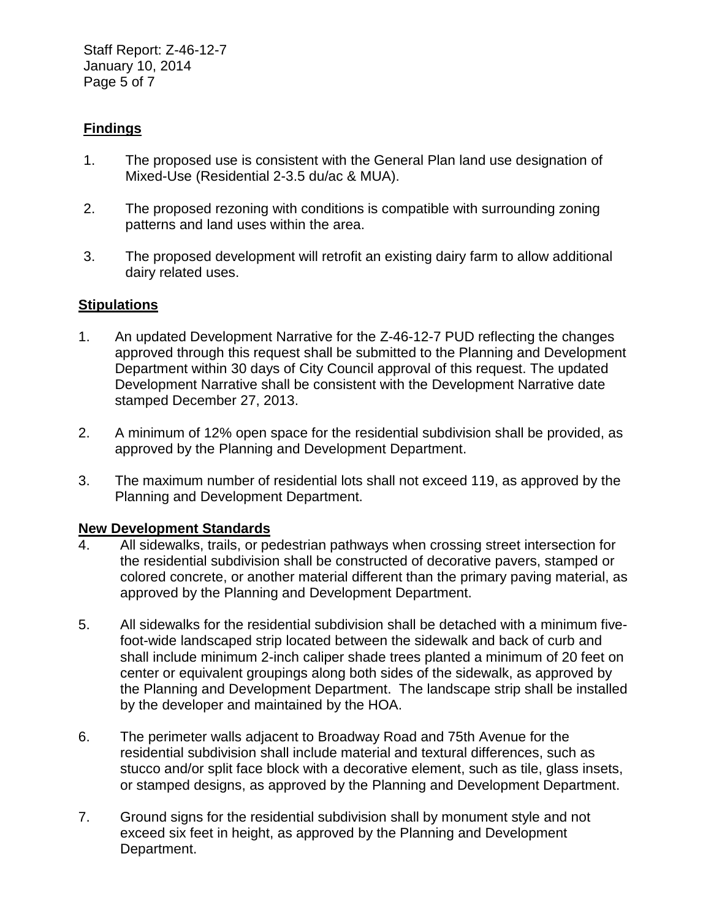**Findings**

1. The proposed use is consistent with the General Plan land use designation of Mixed-Use (Residential 2-3.5 du/ac & MUA).

2. The proposed rezoning with conditions is compatible with surrounding zoning patterns and land uses within the area.

3. The proposed development will retrofit an existing dairy farm to allow additional dairy related uses.

**Stipulations**

1. An updated Development Narrative for the Z-46-12-7 PUD reflecting the changes approved through this request shall be submitted to the Planning and Development Department within 30 days of City Council approval of this request. The updated Development Narrative shall be consistent with the Development Narrative date stamped December 27, 2013.

2. A minimum of 12% open space for the residential subdivision shall be provided, as approved by the Planning and Development Department.

3. The maximum number of residential lots shall not exceed 119, as approved by the Planning and Development Department.

**New Development Standards**

4. All sidewalks, trails, or pedestrian pathways when crossing street intersection for the residential subdivision shall be constructed of decorative pavers, stamped or colored concrete, or another material different than the primary paving material, as approved by the Planning and Development Department.

5. All sidewalks for the residential subdivision shall be detached with a minimum five-foot-wide landscaped strip located between the sidewalk and back of curb and shall include minimum 2-inch caliper shade trees planted a minimum of 20 feet on center or equivalent groupings along both sides of the sidewalk, as approved by the Planning and Development Department. The landscape strip shall be installed by the developer and maintained by the HOA.

6. The perimeter walls adjacent to Broadway Road and 75th Avenue for the residential subdivision shall include material and textural differences, such as stucco and/or split face block with a decorative element, such as tile, glass insets, or stamped designs, as approved by the Planning and Development Department.

7. Ground signs for the residential subdivision shall by monument style and not exceed six feet in height, as approved by the Planning and Development Department.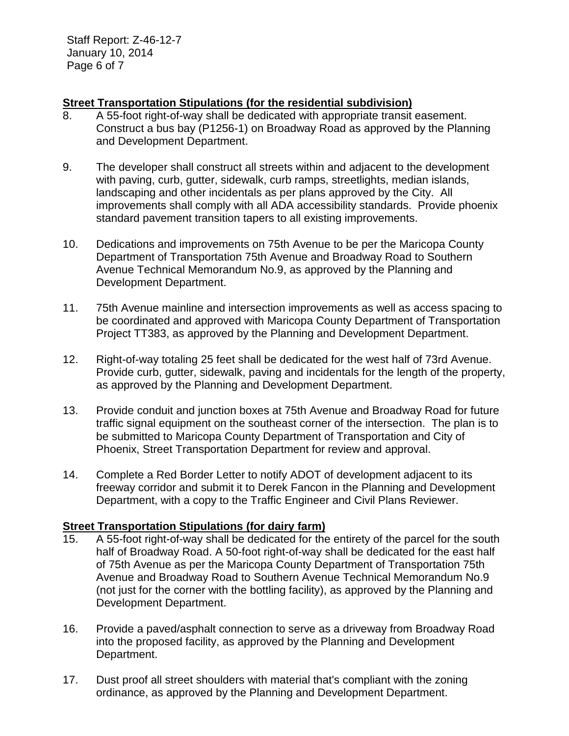**Street Transportation Stipulations (for the residential subdivision)**

8. A 55-foot right-of-way shall be dedicated with appropriate transit easement. Construct a bus bay (P1256-1) on Broadway Road as approved by the Planning and Development Department.

9. The developer shall construct all streets within and adjacent to the development with paving, curb, gutter, sidewalk, curb ramps, streetlights, median islands, landscaping and other incidentals as per plans approved by the City. All improvements shall comply with all ADA accessibility standards. Provide phoenix standard pavement transition tapers to all existing improvements.

10. Dedications and improvements on 75th Avenue to be per the Maricopa County Department of Transportation 75th Avenue and Broadway Road to Southern Avenue Technical Memorandum No.9, as approved by the Planning and Development Department.

11. 75th Avenue mainline and intersection improvements as well as access spacing to be coordinated and approved with Maricopa County Department of Transportation Project TT383, as approved by the Planning and Development Department.

12. Right-of-way totaling 25 feet shall be dedicated for the west half of 73rd Avenue. Provide curb, gutter, sidewalk, paving and incidentals for the length of the property, as approved by the Planning and Development Department.

13. Provide conduit and junction boxes at 75th Avenue and Broadway Road for future traffic signal equipment on the southeast corner of the intersection. The plan is to be submitted to Maricopa County Department of Transportation and City of Phoenix, Street Transportation Department for review and approval.

14. Complete a Red Border Letter to notify ADOT of development adjacent to its freeway corridor and submit it to Derek Fancon in the Planning and Development Department, with a copy to the Traffic Engineer and Civil Plans Reviewer.

**Street Transportation Stipulations (for dairy farm)**

15. A 55-foot right-of-way shall be dedicated for the entirety of the parcel for the south half of Broadway Road. A 50-foot right-of-way shall be dedicated for the east half of 75th Avenue as per the Maricopa County Department of Transportation 75th Avenue and Broadway Road to Southern Avenue Technical Memorandum No.9 (not just for the corner with the bottling facility), as approved by the Planning and Development Department.

16. Provide a paved/asphalt connection to serve as a driveway from Broadway Road into the proposed facility, as approved by the Planning and Development Department.

17. Dust proof all street shoulders with material that's compliant with the zoning ordinance, as approved by the Planning and Development Department.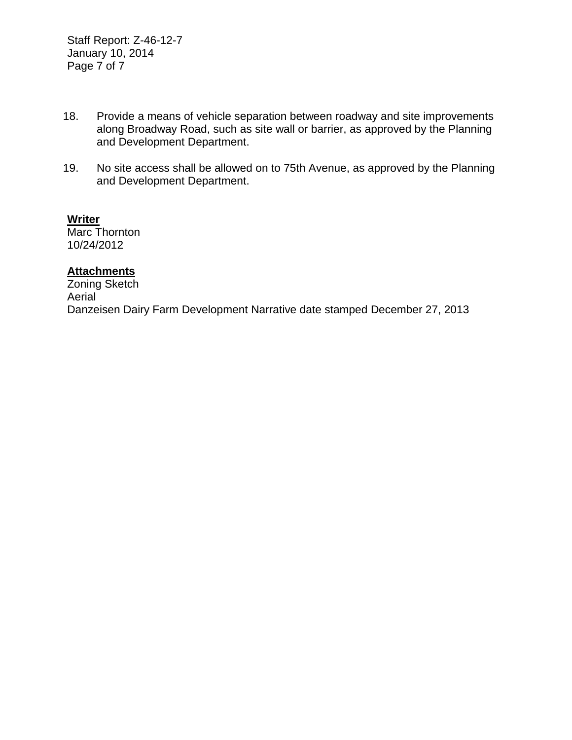18. Provide a means of vehicle separation between roadway and site improvements along Broadway Road, such as site wall or barrier, as approved by the Planning and Development Department.

19. No site access shall be allowed on to 75th Avenue, as approved by the Planning and Development Department.

**Writer**
Marc Thornton
10/24/2012

**Attachments**
Zoning Sketch
Aerial
Danzeisen Dairy Farm Development Narrative date stamped December 27, 2013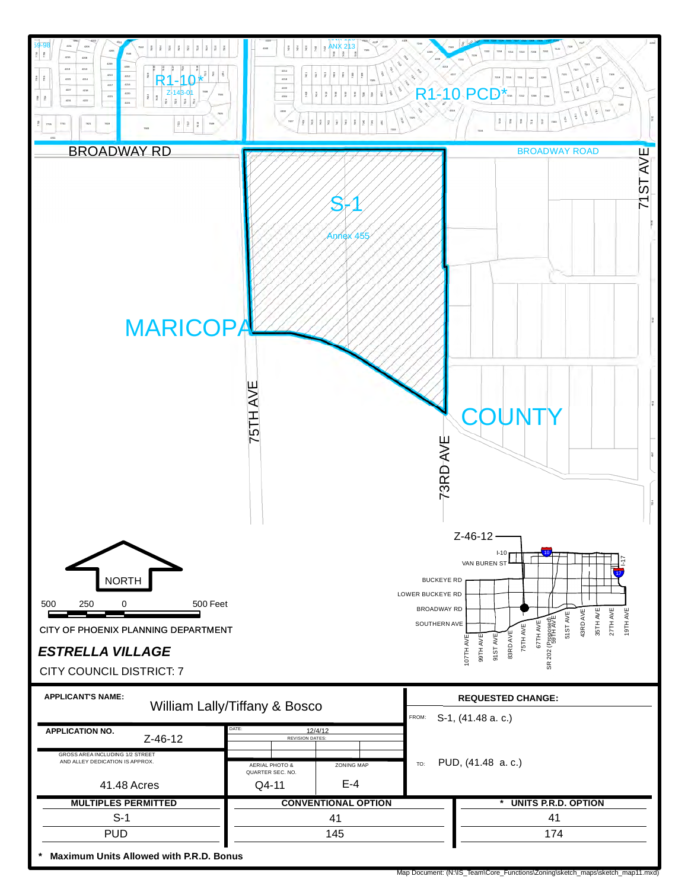BROADWAY RD

BROADWAY ROAD

71ST AVE

75TH AVE

73RD AVE

R1-10*

Z-143-01

R1-10 PCD*

ANX 213

S-1

Annex 455

MARICOPA

COUNTY

Z-46-12

NORTH

500 250 0 500 Feet

CITY OF PHOENIX PLANNING DEPARTMENT

***ESTRELLA VILLAGE***

CITY COUNCIL DISTRICT: 7

| APPLICANT'S NAME: William Lally/Tiffany & Bosco | | | REQUESTED CHANGE: |
|---|---|---|---|
| APPLICATION NO. Z-46-12 | DATE: 12/4/12 REVISION DATES: | | FROM: S-1, (41.48 a. c.) |
| GROSS AREA INCLUDING 1/2 STREET AND ALLEY DEDICATION IS APPROX. 41.48 Acres | AERIAL PHOTO & QUARTER SEC. NO. Q4-11 | ZONING MAP E-4 | TO: PUD, (41.48 a. c.) |

| MULTIPLES PERMITTED | CONVENTIONAL OPTION | * UNITS P.R.D. OPTION |
|---|---|---|
| S-1 | 41 | 41 |
| PUD | 145 | 174 |

**\* Maximum Units Allowed with P.R.D. Bonus**

Map Document: (N:\IS_Team\Core_Functions\Zoning\sketch_maps\sketch_map11.mxd)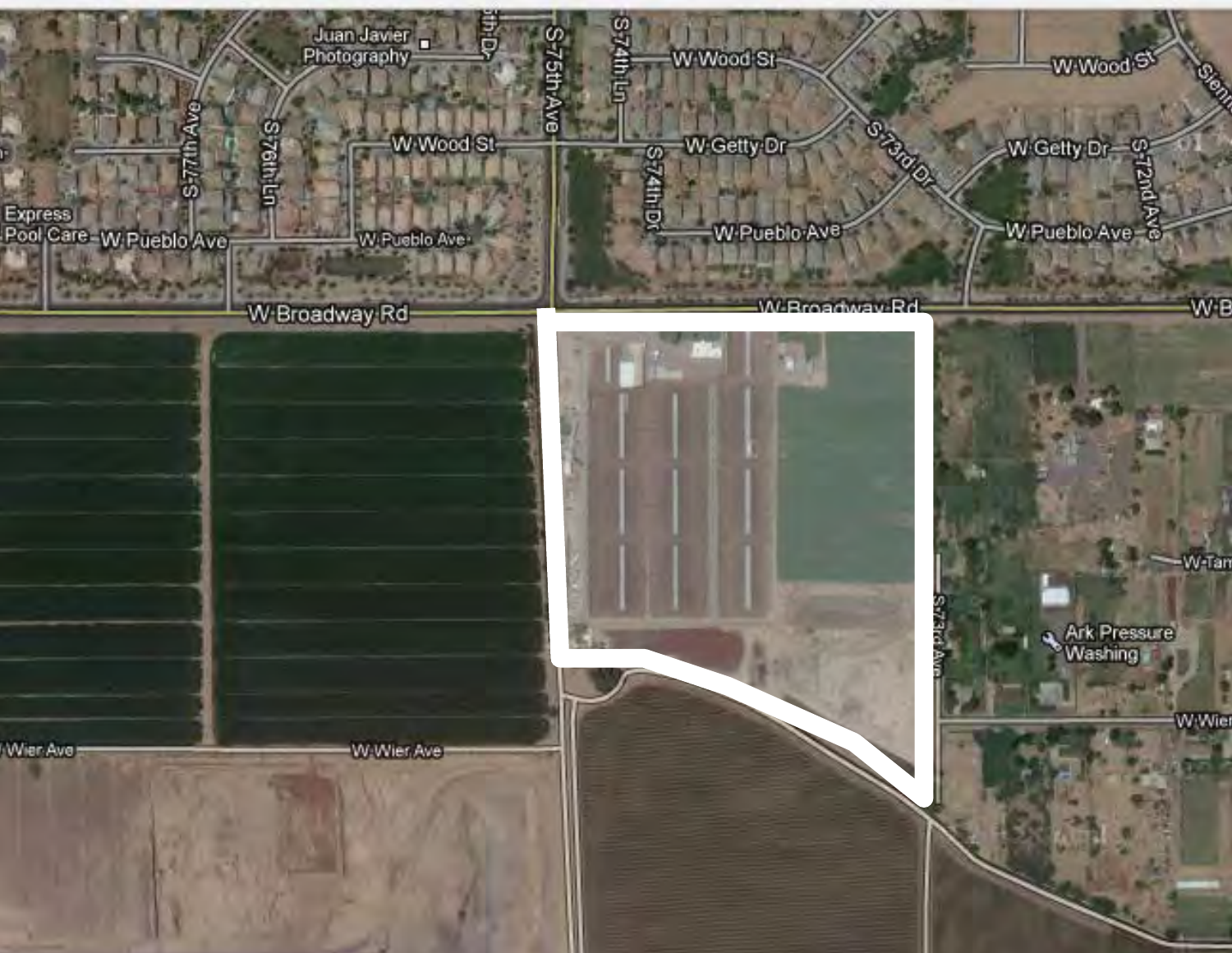Juan Javier Photography

S 75th Ave

S 74th Ln

W Wood St

W Wood St

S 77th Ave

S 76th Ln

W Wood St

W Getty Dr

S 73rd Dr

W Getty Dr

S 72nd Ave

S 74th Dr

Express Pool Care

W Pueblo Ave

W Pueblo Ave

W Pueblo Ave

W Pueblo Ave

W Broadway Rd

W Broadway Rd

S 73rd Ave

Ark Pressure Washing

W Wier Ave

W Wier Ave